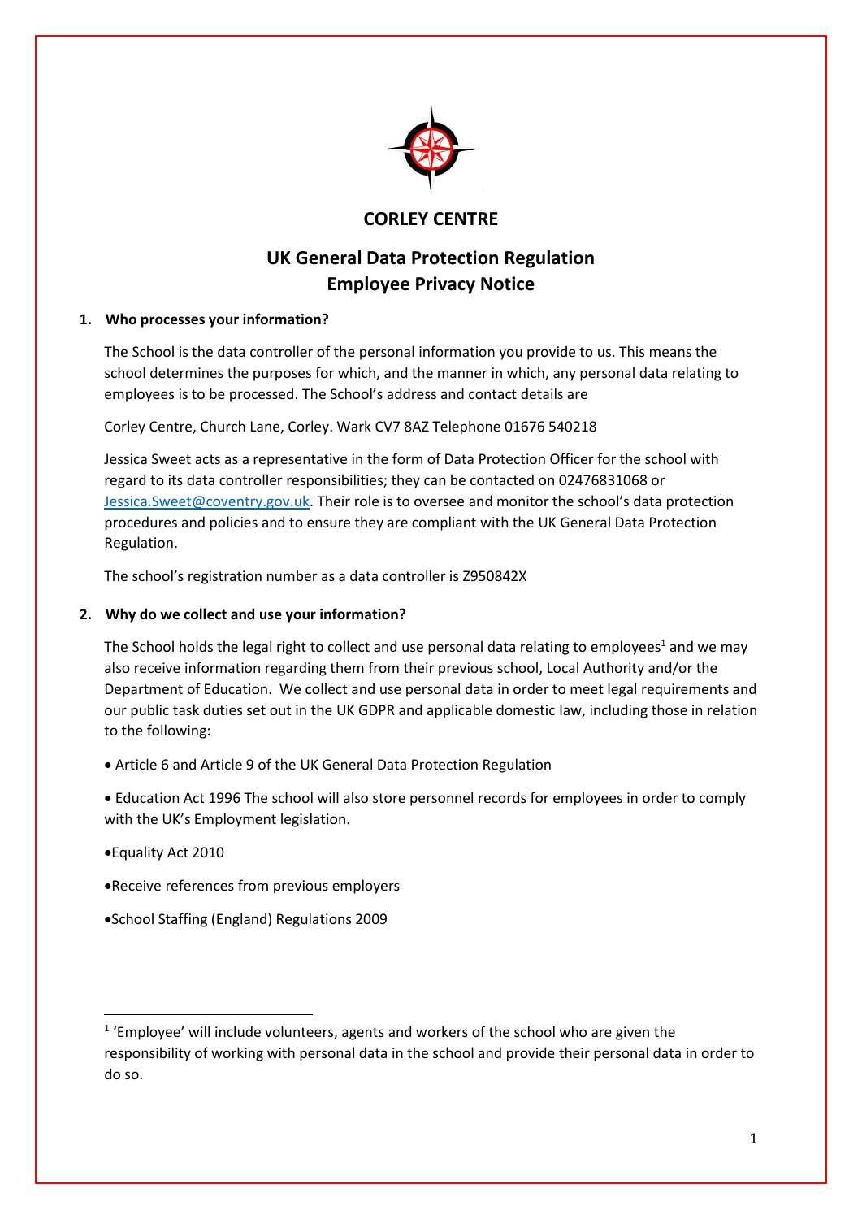# CORLEY CENTRE

## UK General Data Protection Regulation
## Employee Privacy Notice

### 1. Who processes your information?

The School is the data controller of the personal information you provide to us. This means the school determines the purposes for which, and the manner in which, any personal data relating to employees is to be processed. The School's address and contact details are

Corley Centre, Church Lane, Corley. Wark CV7 8AZ Telephone 01676 540218

Jessica Sweet acts as a representative in the form of Data Protection Officer for the school with regard to its data controller responsibilities; they can be contacted on 02476831068 or Jessica.Sweet@coventry.gov.uk. Their role is to oversee and monitor the school's data protection procedures and policies and to ensure they are compliant with the UK General Data Protection Regulation.

The school's registration number as a data controller is Z950842X

### 2. Why do we collect and use your information?

The School holds the legal right to collect and use personal data relating to employees[1] and we may also receive information regarding them from their previous school, Local Authority and/or the Department of Education. We collect and use personal data in order to meet legal requirements and our public task duties set out in the UK GDPR and applicable domestic law, including those in relation to the following:

- Article 6 and Article 9 of the UK General Data Protection Regulation
- Education Act 1996 The school will also store personnel records for employees in order to comply with the UK's Employment legislation.
- Equality Act 2010
- Receive references from previous employers
- School Staffing (England) Regulations 2009

---

[1] 'Employee' will include volunteers, agents and workers of the school who are given the responsibility of working with personal data in the school and provide their personal data in order to do so.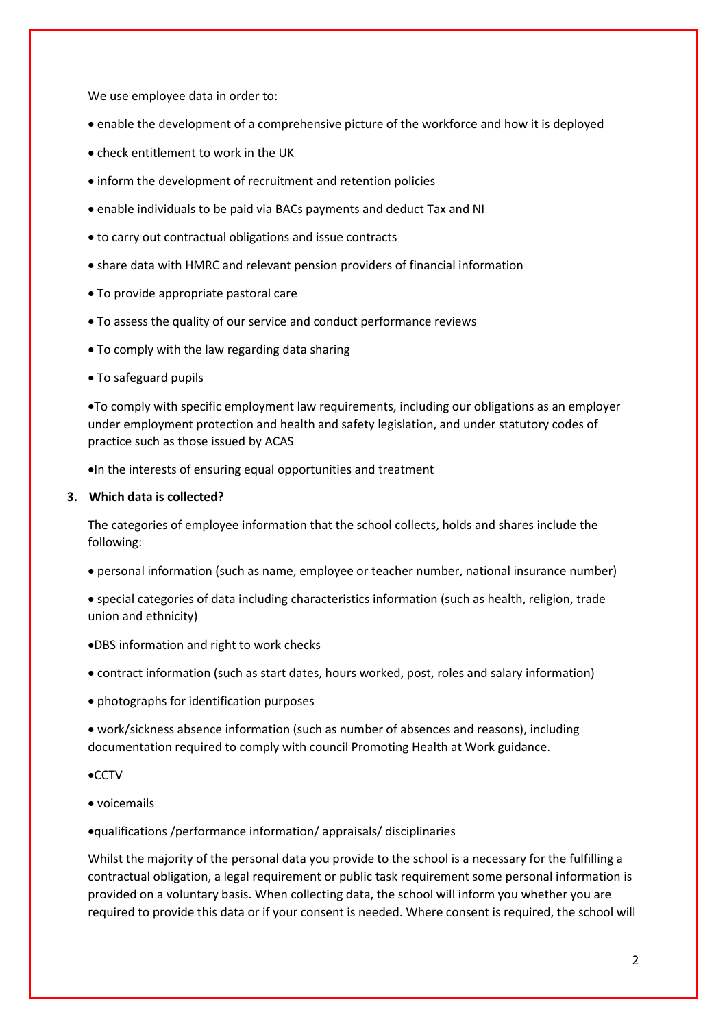We use employee data in order to:

- enable the development of a comprehensive picture of the workforce and how it is deployed
- check entitlement to work in the UK
- inform the development of recruitment and retention policies
- enable individuals to be paid via BACs payments and deduct Tax and NI
- to carry out contractual obligations and issue contracts
- share data with HMRC and relevant pension providers of financial information
- To provide appropriate pastoral care
- To assess the quality of our service and conduct performance reviews
- To comply with the law regarding data sharing
- To safeguard pupils
- To comply with specific employment law requirements, including our obligations as an employer under employment protection and health and safety legislation, and under statutory codes of practice such as those issued by ACAS
- In the interests of ensuring equal opportunities and treatment

## 3. Which data is collected?

The categories of employee information that the school collects, holds and shares include the following:

- personal information (such as name, employee or teacher number, national insurance number)
- special categories of data including characteristics information (such as health, religion, trade union and ethnicity)
- DBS information and right to work checks
- contract information (such as start dates, hours worked, post, roles and salary information)
- photographs for identification purposes
- work/sickness absence information (such as number of absences and reasons), including documentation required to comply with council Promoting Health at Work guidance.
- CCTV
- voicemails
- qualifications /performance information/ appraisals/ disciplinaries

Whilst the majority of the personal data you provide to the school is a necessary for the fulfilling a contractual obligation, a legal requirement or public task requirement some personal information is provided on a voluntary basis. When collecting data, the school will inform you whether you are required to provide this data or if your consent is needed. Where consent is required, the school will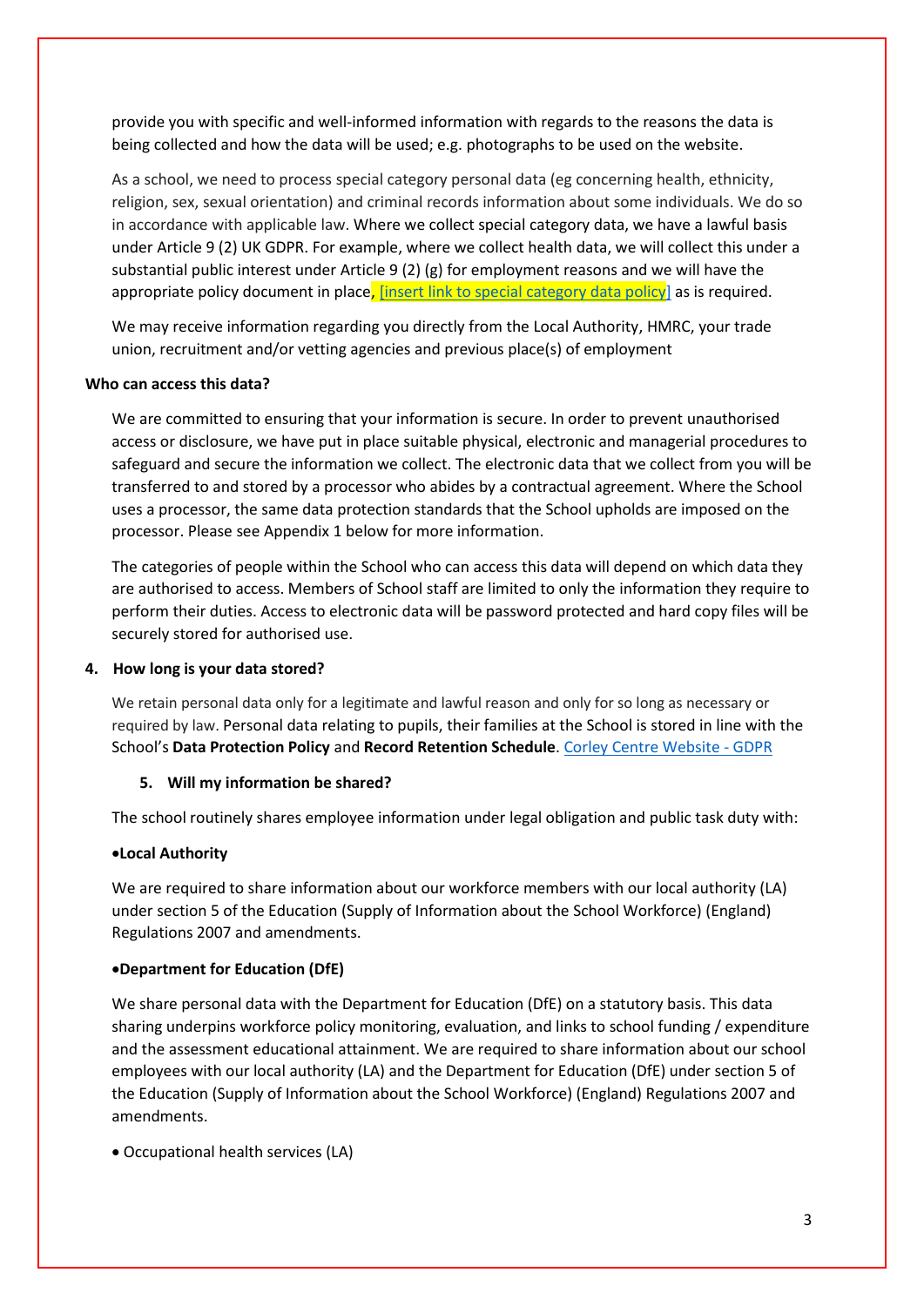provide you with specific and well-informed information with regards to the reasons the data is being collected and how the data will be used; e.g. photographs to be used on the website.

As a school, we need to process special category personal data (eg concerning health, ethnicity, religion, sex, sexual orientation) and criminal records information about some individuals. We do so in accordance with applicable law. Where we collect special category data, we have a lawful basis under Article 9 (2) UK GDPR. For example, where we collect health data, we will collect this under a substantial public interest under Article 9 (2) (g) for employment reasons and we will have the appropriate policy document in place, [insert link to special category data policy] as is required.

We may receive information regarding you directly from the Local Authority, HMRC, your trade union, recruitment and/or vetting agencies and previous place(s) of employment

**Who can access this data?**

We are committed to ensuring that your information is secure. In order to prevent unauthorised access or disclosure, we have put in place suitable physical, electronic and managerial procedures to safeguard and secure the information we collect. The electronic data that we collect from you will be transferred to and stored by a processor who abides by a contractual agreement. Where the School uses a processor, the same data protection standards that the School upholds are imposed on the processor. Please see Appendix 1 below for more information.

The categories of people within the School who can access this data will depend on which data they are authorised to access. Members of School staff are limited to only the information they require to perform their duties. Access to electronic data will be password protected and hard copy files will be securely stored for authorised use.

## 4. How long is your data stored?

We retain personal data only for a legitimate and lawful reason and only for so long as necessary or required by law. Personal data relating to pupils, their families at the School is stored in line with the School's **Data Protection Policy** and **Record Retention Schedule**. Corley Centre Website - GDPR

## 5. Will my information be shared?

The school routinely shares employee information under legal obligation and public task duty with:

- **Local Authority**

We are required to share information about our workforce members with our local authority (LA) under section 5 of the Education (Supply of Information about the School Workforce) (England) Regulations 2007 and amendments.

- **Department for Education (DfE)**

We share personal data with the Department for Education (DfE) on a statutory basis. This data sharing underpins workforce policy monitoring, evaluation, and links to school funding / expenditure and the assessment educational attainment. We are required to share information about our school employees with our local authority (LA) and the Department for Education (DfE) under section 5 of the Education (Supply of Information about the School Workforce) (England) Regulations 2007 and amendments.

- Occupational health services (LA)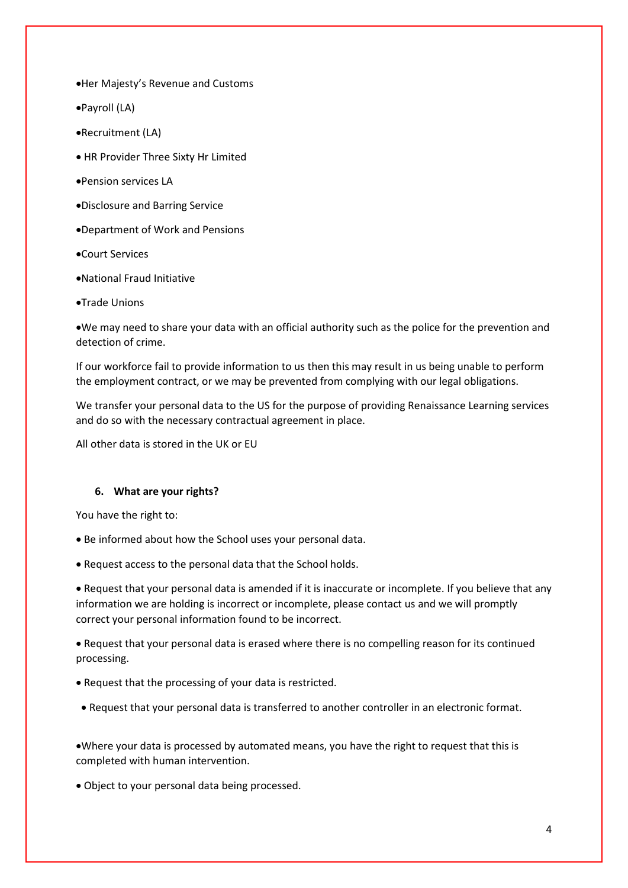- Her Majesty's Revenue and Customs
- Payroll (LA)
- Recruitment (LA)
- HR Provider Three Sixty Hr Limited
- Pension services LA
- Disclosure and Barring Service
- Department of Work and Pensions
- Court Services
- National Fraud Initiative
- Trade Unions
- We may need to share your data with an official authority such as the police for the prevention and detection of crime.

If our workforce fail to provide information to us then this may result in us being unable to perform the employment contract, or we may be prevented from complying with our legal obligations.

We transfer your personal data to the US for the purpose of providing Renaissance Learning services and do so with the necessary contractual agreement in place.

All other data is stored in the UK or EU

## 6. What are your rights?

You have the right to:

- Be informed about how the School uses your personal data.
- Request access to the personal data that the School holds.
- Request that your personal data is amended if it is inaccurate or incomplete. If you believe that any information we are holding is incorrect or incomplete, please contact us and we will promptly correct your personal information found to be incorrect.
- Request that your personal data is erased where there is no compelling reason for its continued processing.
- Request that the processing of your data is restricted.
- Request that your personal data is transferred to another controller in an electronic format.
- Where your data is processed by automated means, you have the right to request that this is completed with human intervention.
- Object to your personal data being processed.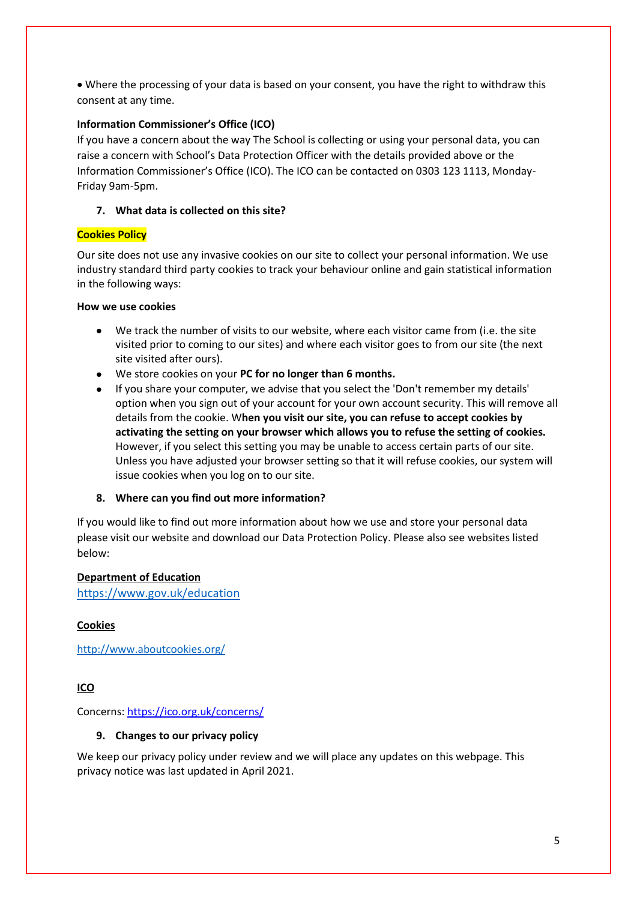- Where the processing of your data is based on your consent, you have the right to withdraw this consent at any time.

**Information Commissioner's Office (ICO)**

If you have a concern about the way The School is collecting or using your personal data, you can raise a concern with School's Data Protection Officer with the details provided above or the Information Commissioner's Office (ICO). The ICO can be contacted on 0303 123 1113, Monday-Friday 9am-5pm.

## 7. What data is collected on this site?

**Cookies Policy**

Our site does not use any invasive cookies on our site to collect your personal information. We use industry standard third party cookies to track your behaviour online and gain statistical information in the following ways:

**How we use cookies**

- We track the number of visits to our website, where each visitor came from (i.e. the site visited prior to coming to our sites) and where each visitor goes to from our site (the next site visited after ours).
- We store cookies on your **PC for no longer than 6 months.**
- If you share your computer, we advise that you select the 'Don't remember my details' option when you sign out of your account for your own account security. This will remove all details from the cookie. W**hen you visit our site, you can refuse to accept cookies by activating the setting on your browser which allows you to refuse the setting of cookies.** However, if you select this setting you may be unable to access certain parts of our site. Unless you have adjusted your browser setting so that it will refuse cookies, our system will issue cookies when you log on to our site.

## 8. Where can you find out more information?

If you would like to find out more information about how we use and store your personal data please visit our website and download our Data Protection Policy. Please also see websites listed below:

**Department of Education**

https://www.gov.uk/education

**Cookies**

http://www.aboutcookies.org/

**ICO**

Concerns: https://ico.org.uk/concerns/

## 9. Changes to our privacy policy

We keep our privacy policy under review and we will place any updates on this webpage. This privacy notice was last updated in April 2021.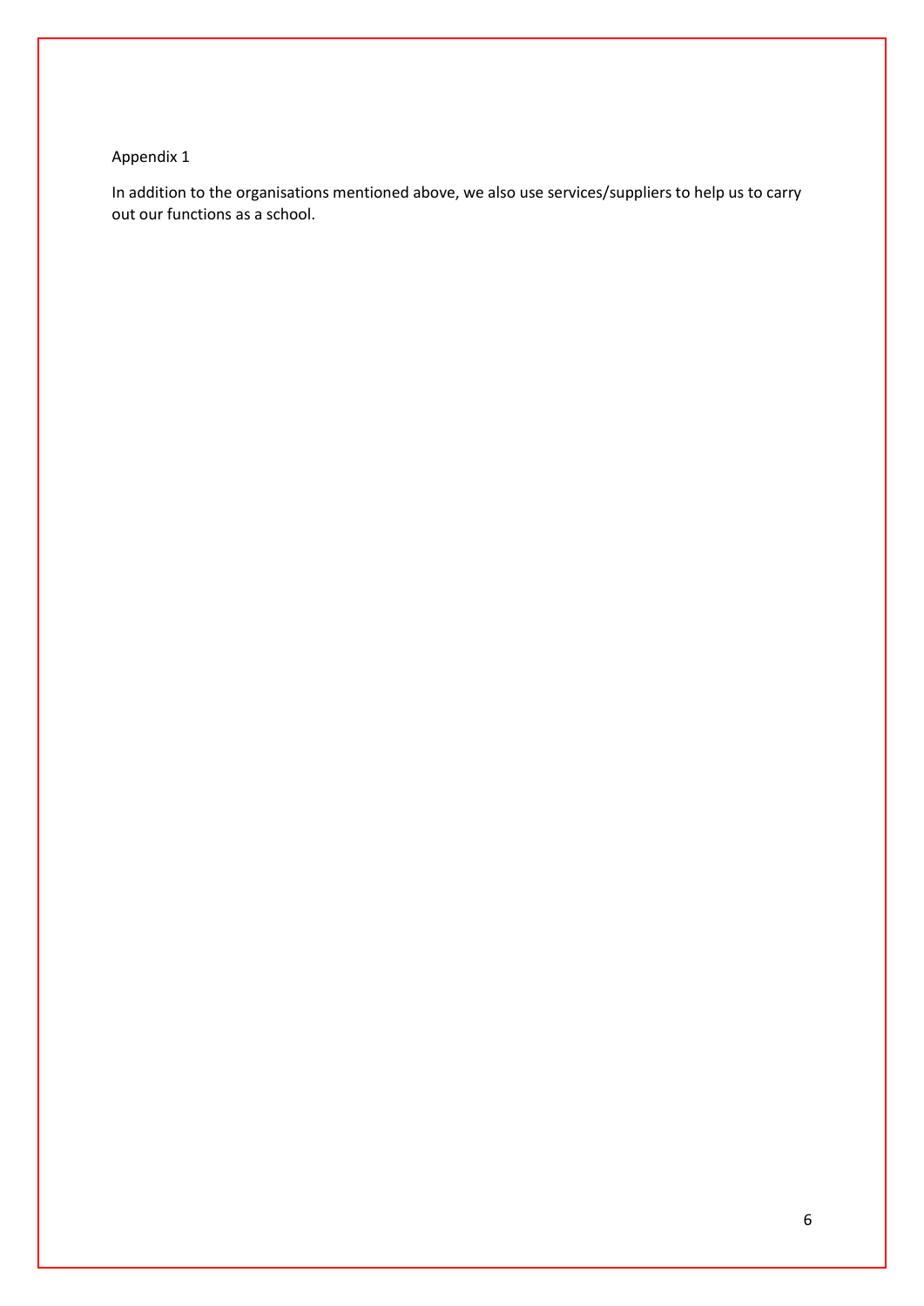Appendix 1

In addition to the organisations mentioned above, we also use services/suppliers to help us to carry out our functions as a school.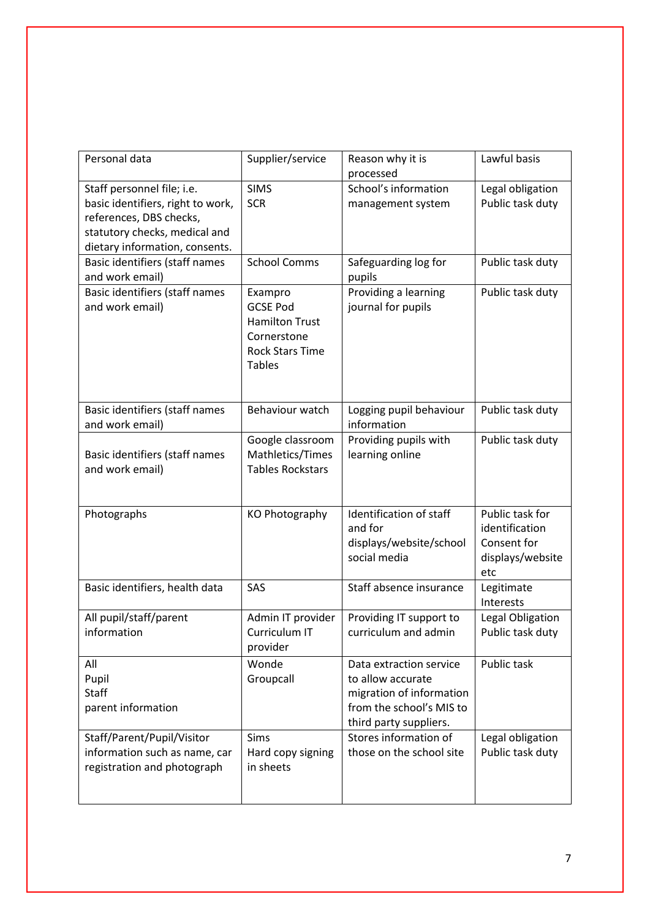| Personal data | Supplier/service | Reason why it is processed | Lawful basis |
| --- | --- | --- | --- |
| Staff personnel file; i.e. basic identifiers, right to work, references, DBS checks, statutory checks, medical and dietary information, consents. | SIMS<br>SCR | School's information management system | Legal obligation<br>Public task duty |
| Basic identifiers (staff names and work email) | School Comms | Safeguarding log for pupils | Public task duty |
| Basic identifiers (staff names and work email) | Exampro<br>GCSE Pod<br>Hamilton Trust<br>Cornerstone<br>Rock Stars Time Tables | Providing a learning journal for pupils | Public task duty |
| Basic identifiers (staff names and work email) | Behaviour watch | Logging pupil behaviour information | Public task duty |
| Basic identifiers (staff names and work email) | Google classroom<br>Mathletics/Times Tables Rockstars | Providing pupils with learning online | Public task duty |
| Photographs | KO Photography | Identification of staff and for displays/website/school social media | Public task for identification<br>Consent for displays/website etc |
| Basic identifiers, health data | SAS | Staff absence insurance | Legitimate Interests |
| All pupil/staff/parent information | Admin IT provider<br>Curriculum IT provider | Providing IT support to curriculum and admin | Legal Obligation<br>Public task duty |
| All<br>Pupil<br>Staff<br>parent information | Wonde<br>Groupcall | Data extraction service to allow accurate migration of information from the school's MIS to third party suppliers. | Public task |
| Staff/Parent/Pupil/Visitor information such as name, car registration and photograph | Sims<br>Hard copy signing in sheets | Stores information of those on the school site | Legal obligation<br>Public task duty |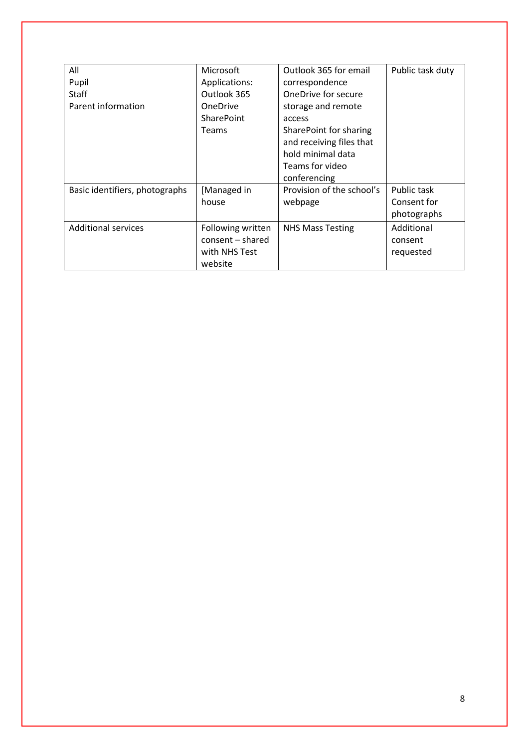| | | | |
|---|---|---|---|
| All<br>Pupil<br>Staff<br>Parent information | Microsoft Applications:<br>Outlook 365<br>OneDrive<br>SharePoint<br>Teams | Outlook 365 for email correspondence<br>OneDrive for secure storage and remote access<br>SharePoint for sharing and receiving files that hold minimal data<br>Teams for video conferencing | Public task duty |
| Basic identifiers, photographs | [Managed in house | Provision of the school's webpage | Public task<br>Consent for photographs |
| Additional services | Following written consent – shared with NHS Test website | NHS Mass Testing | Additional consent requested |